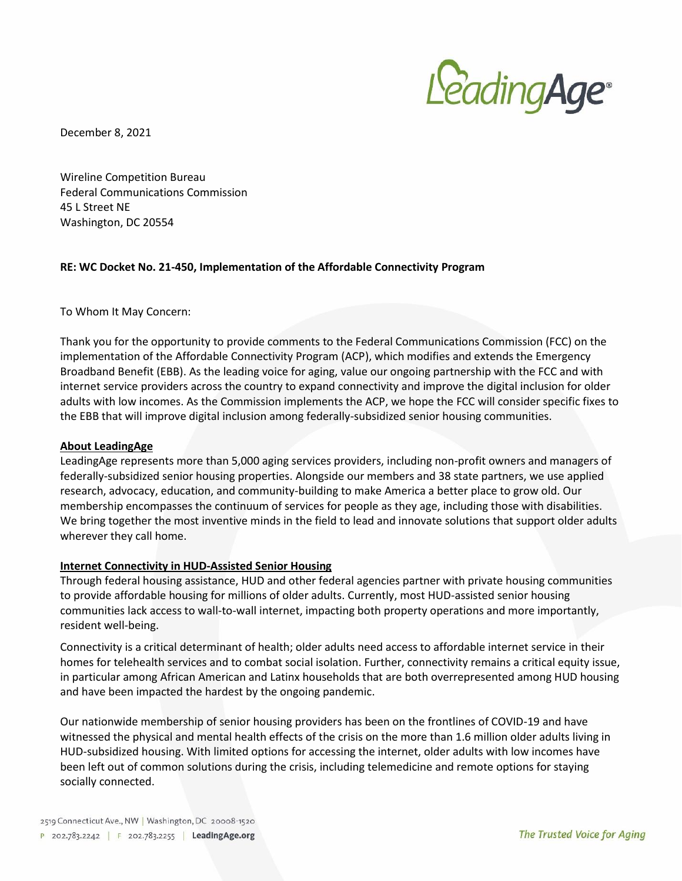December 8, 2021

Wireline Competition Bureau
Federal Communications Commission
45 L Street NE
Washington, DC 20554

**RE: WC Docket No. 21-450, Implementation of the Affordable Connectivity Program**

To Whom It May Concern:

Thank you for the opportunity to provide comments to the Federal Communications Commission (FCC) on the implementation of the Affordable Connectivity Program (ACP), which modifies and extends the Emergency Broadband Benefit (EBB). As the leading voice for aging, value our ongoing partnership with the FCC and with internet service providers across the country to expand connectivity and improve the digital inclusion for older adults with low incomes. As the Commission implements the ACP, we hope the FCC will consider specific fixes to the EBB that will improve digital inclusion among federally-subsidized senior housing communities.

**About LeadingAge**

LeadingAge represents more than 5,000 aging services providers, including non-profit owners and managers of federally-subsidized senior housing properties. Alongside our members and 38 state partners, we use applied research, advocacy, education, and community-building to make America a better place to grow old. Our membership encompasses the continuum of services for people as they age, including those with disabilities. We bring together the most inventive minds in the field to lead and innovate solutions that support older adults wherever they call home.

**Internet Connectivity in HUD-Assisted Senior Housing**

Through federal housing assistance, HUD and other federal agencies partner with private housing communities to provide affordable housing for millions of older adults. Currently, most HUD-assisted senior housing communities lack access to wall-to-wall internet, impacting both property operations and more importantly, resident well-being.

Connectivity is a critical determinant of health; older adults need access to affordable internet service in their homes for telehealth services and to combat social isolation. Further, connectivity remains a critical equity issue, in particular among African American and Latinx households that are both overrepresented among HUD housing and have been impacted the hardest by the ongoing pandemic.

Our nationwide membership of senior housing providers has been on the frontlines of COVID-19 and have witnessed the physical and mental health effects of the crisis on the more than 1.6 million older adults living in HUD-subsidized housing. With limited options for accessing the internet, older adults with low incomes have been left out of common solutions during the crisis, including telemedicine and remote options for staying socially connected.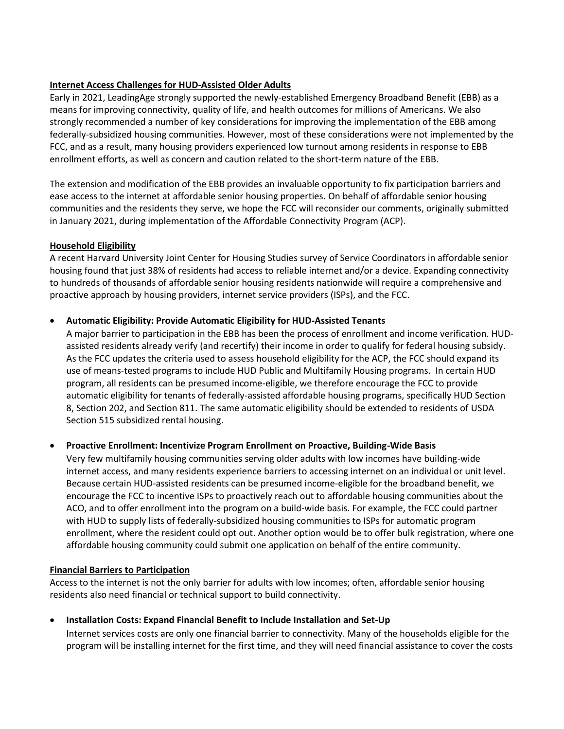**Internet Access Challenges for HUD-Assisted Older Adults**

Early in 2021, LeadingAge strongly supported the newly-established Emergency Broadband Benefit (EBB) as a means for improving connectivity, quality of life, and health outcomes for millions of Americans. We also strongly recommended a number of key considerations for improving the implementation of the EBB among federally-subsidized housing communities. However, most of these considerations were not implemented by the FCC, and as a result, many housing providers experienced low turnout among residents in response to EBB enrollment efforts, as well as concern and caution related to the short-term nature of the EBB.

The extension and modification of the EBB provides an invaluable opportunity to fix participation barriers and ease access to the internet at affordable senior housing properties. On behalf of affordable senior housing communities and the residents they serve, we hope the FCC will reconsider our comments, originally submitted in January 2021, during implementation of the Affordable Connectivity Program (ACP).

**Household Eligibility**

A recent Harvard University Joint Center for Housing Studies survey of Service Coordinators in affordable senior housing found that just 38% of residents had access to reliable internet and/or a device. Expanding connectivity to hundreds of thousands of affordable senior housing residents nationwide will require a comprehensive and proactive approach by housing providers, internet service providers (ISPs), and the FCC.

- **Automatic Eligibility: Provide Automatic Eligibility for HUD-Assisted Tenants**
  A major barrier to participation in the EBB has been the process of enrollment and income verification. HUD-assisted residents already verify (and recertify) their income in order to qualify for federal housing subsidy. As the FCC updates the criteria used to assess household eligibility for the ACP, the FCC should expand its use of means-tested programs to include HUD Public and Multifamily Housing programs. In certain HUD program, all residents can be presumed income-eligible, we therefore encourage the FCC to provide automatic eligibility for tenants of federally-assisted affordable housing programs, specifically HUD Section 8, Section 202, and Section 811. The same automatic eligibility should be extended to residents of USDA Section 515 subsidized rental housing.

- **Proactive Enrollment: Incentivize Program Enrollment on Proactive, Building-Wide Basis**
  Very few multifamily housing communities serving older adults with low incomes have building-wide internet access, and many residents experience barriers to accessing internet on an individual or unit level. Because certain HUD-assisted residents can be presumed income-eligible for the broadband benefit, we encourage the FCC to incentive ISPs to proactively reach out to affordable housing communities about the ACO, and to offer enrollment into the program on a build-wide basis. For example, the FCC could partner with HUD to supply lists of federally-subsidized housing communities to ISPs for automatic program enrollment, where the resident could opt out. Another option would be to offer bulk registration, where one affordable housing community could submit one application on behalf of the entire community.

**Financial Barriers to Participation**

Access to the internet is not the only barrier for adults with low incomes; often, affordable senior housing residents also need financial or technical support to build connectivity.

- **Installation Costs: Expand Financial Benefit to Include Installation and Set-Up**
  Internet services costs are only one financial barrier to connectivity. Many of the households eligible for the program will be installing internet for the first time, and they will need financial assistance to cover the costs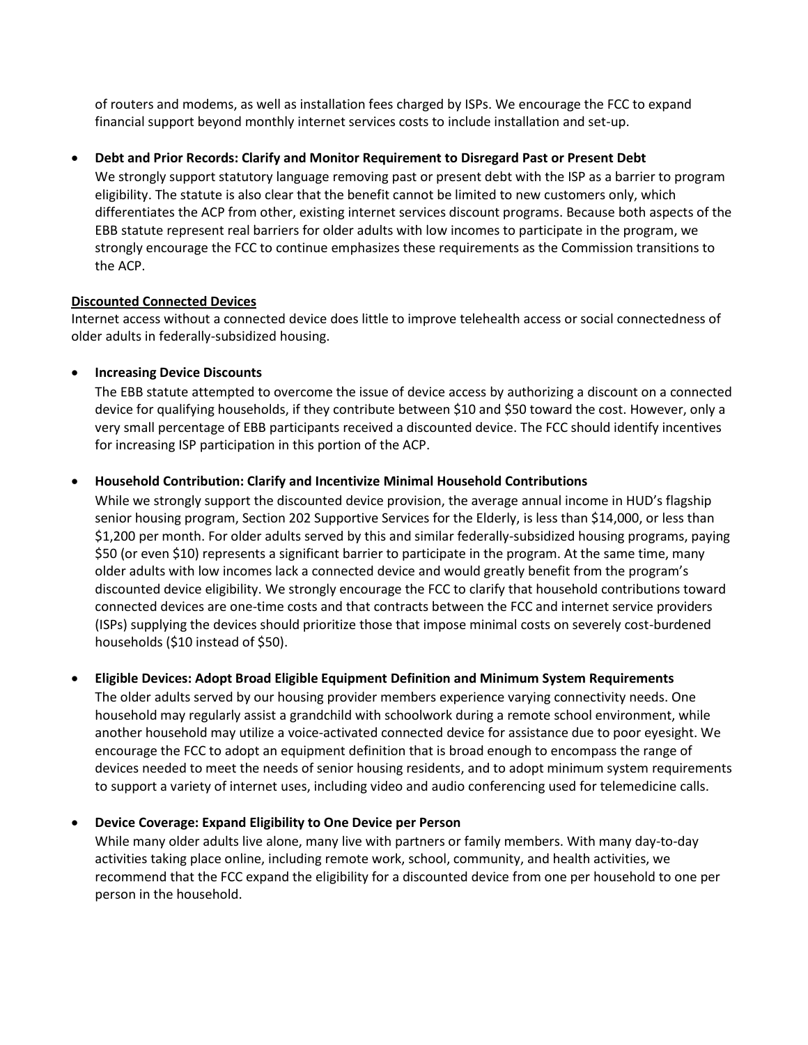of routers and modems, as well as installation fees charged by ISPs. We encourage the FCC to expand financial support beyond monthly internet services costs to include installation and set-up.

- **Debt and Prior Records: Clarify and Monitor Requirement to Disregard Past or Present Debt**
  We strongly support statutory language removing past or present debt with the ISP as a barrier to program eligibility. The statute is also clear that the benefit cannot be limited to new customers only, which differentiates the ACP from other, existing internet services discount programs. Because both aspects of the EBB statute represent real barriers for older adults with low incomes to participate in the program, we strongly encourage the FCC to continue emphasizes these requirements as the Commission transitions to the ACP.

<u>**Discounted Connected Devices**</u>

Internet access without a connected device does little to improve telehealth access or social connectedness of older adults in federally-subsidized housing.

- **Increasing Device Discounts**
  The EBB statute attempted to overcome the issue of device access by authorizing a discount on a connected device for qualifying households, if they contribute between $10 and $50 toward the cost. However, only a very small percentage of EBB participants received a discounted device. The FCC should identify incentives for increasing ISP participation in this portion of the ACP.

- **Household Contribution: Clarify and Incentivize Minimal Household Contributions**
  While we strongly support the discounted device provision, the average annual income in HUD's flagship senior housing program, Section 202 Supportive Services for the Elderly, is less than $14,000, or less than $1,200 per month. For older adults served by this and similar federally-subsidized housing programs, paying $50 (or even $10) represents a significant barrier to participate in the program. At the same time, many older adults with low incomes lack a connected device and would greatly benefit from the program's discounted device eligibility. We strongly encourage the FCC to clarify that household contributions toward connected devices are one-time costs and that contracts between the FCC and internet service providers (ISPs) supplying the devices should prioritize those that impose minimal costs on severely cost-burdened households ($10 instead of $50).

- **Eligible Devices: Adopt Broad Eligible Equipment Definition and Minimum System Requirements**
  The older adults served by our housing provider members experience varying connectivity needs. One household may regularly assist a grandchild with schoolwork during a remote school environment, while another household may utilize a voice-activated connected device for assistance due to poor eyesight. We encourage the FCC to adopt an equipment definition that is broad enough to encompass the range of devices needed to meet the needs of senior housing residents, and to adopt minimum system requirements to support a variety of internet uses, including video and audio conferencing used for telemedicine calls.

- **Device Coverage: Expand Eligibility to One Device per Person**
  While many older adults live alone, many live with partners or family members. With many day-to-day activities taking place online, including remote work, school, community, and health activities, we recommend that the FCC expand the eligibility for a discounted device from one per household to one per person in the household.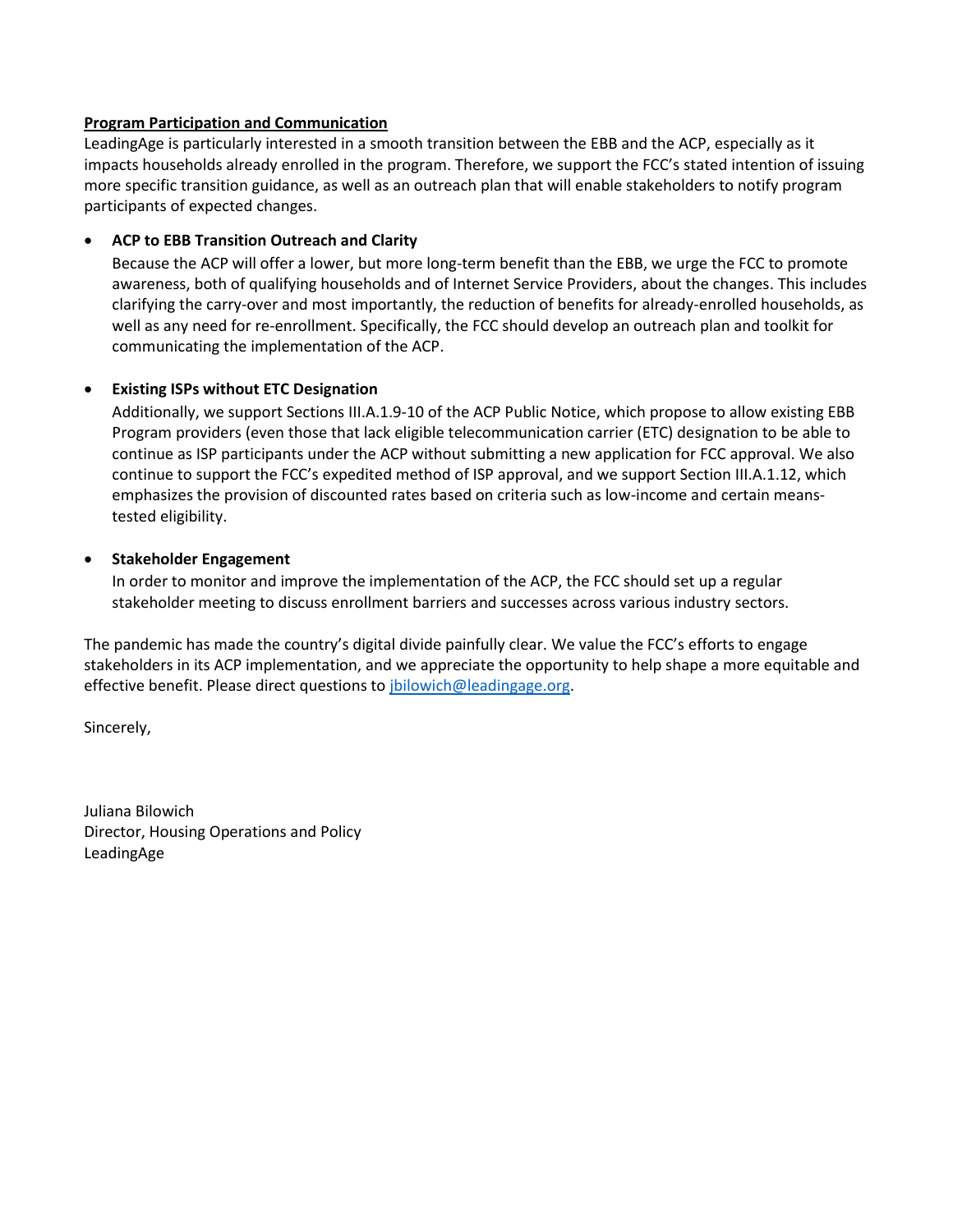**Program Participation and Communication**

LeadingAge is particularly interested in a smooth transition between the EBB and the ACP, especially as it impacts households already enrolled in the program. Therefore, we support the FCC's stated intention of issuing more specific transition guidance, as well as an outreach plan that will enable stakeholders to notify program participants of expected changes.

- **ACP to EBB Transition Outreach and Clarity**

  Because the ACP will offer a lower, but more long-term benefit than the EBB, we urge the FCC to promote awareness, both of qualifying households and of Internet Service Providers, about the changes. This includes clarifying the carry-over and most importantly, the reduction of benefits for already-enrolled households, as well as any need for re-enrollment. Specifically, the FCC should develop an outreach plan and toolkit for communicating the implementation of the ACP.

- **Existing ISPs without ETC Designation**

  Additionally, we support Sections III.A.1.9-10 of the ACP Public Notice, which propose to allow existing EBB Program providers (even those that lack eligible telecommunication carrier (ETC) designation to be able to continue as ISP participants under the ACP without submitting a new application for FCC approval. We also continue to support the FCC's expedited method of ISP approval, and we support Section III.A.1.12, which emphasizes the provision of discounted rates based on criteria such as low-income and certain means-tested eligibility.

- **Stakeholder Engagement**

  In order to monitor and improve the implementation of the ACP, the FCC should set up a regular stakeholder meeting to discuss enrollment barriers and successes across various industry sectors.

The pandemic has made the country's digital divide painfully clear. We value the FCC's efforts to engage stakeholders in its ACP implementation, and we appreciate the opportunity to help shape a more equitable and effective benefit. Please direct questions to jbilowich@leadingage.org.

Sincerely,

Juliana Bilowich
Director, Housing Operations and Policy
LeadingAge